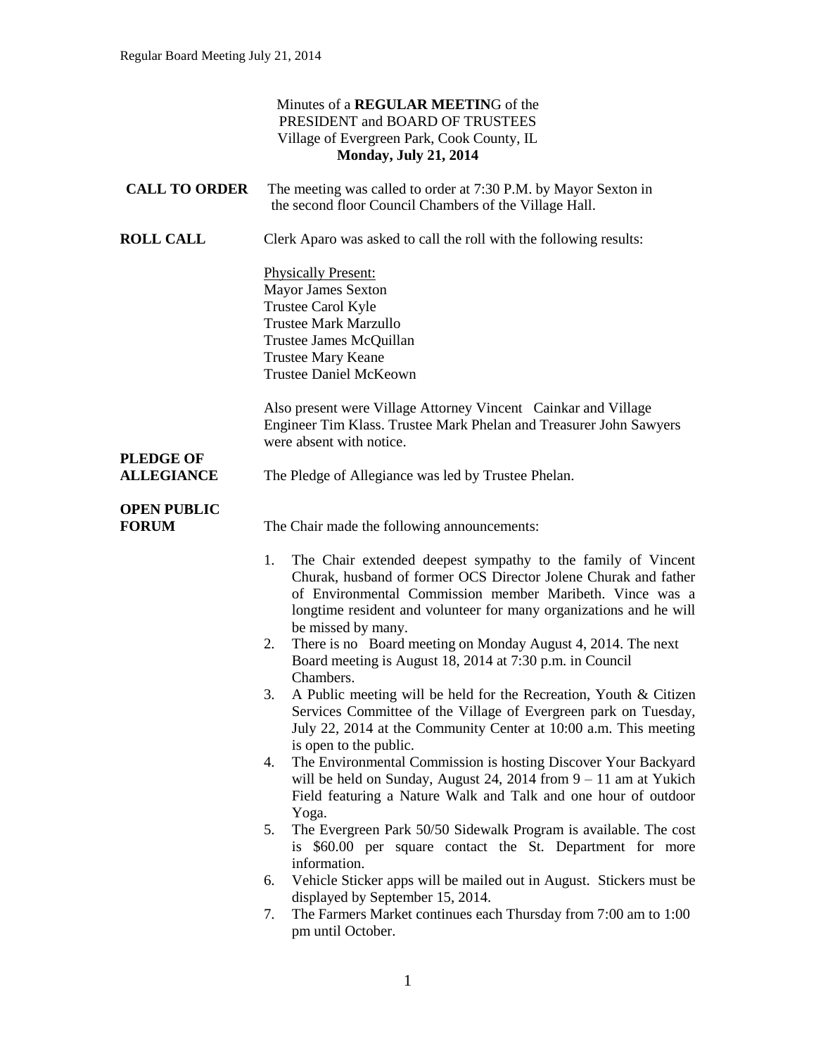Minutes of a **REGULAR MEETIN**G of the
PRESIDENT and BOARD OF TRUSTEES
Village of Evergreen Park, Cook County, IL
**Monday, July 21, 2014**

**CALL TO ORDER** The meeting was called to order at 7:30 P.M. by Mayor Sexton in the second floor Council Chambers of the Village Hall.

**ROLL CALL** Clerk Aparo was asked to call the roll with the following results:

Physically Present:
Mayor James Sexton
Trustee Carol Kyle
Trustee Mark Marzullo
Trustee James McQuillan
Trustee Mary Keane
Trustee Daniel McKeown

Also present were Village Attorney Vincent Cainkar and Village Engineer Tim Klass. Trustee Mark Phelan and Treasurer John Sawyers were absent with notice.

**PLEDGE OF ALLEGIANCE** The Pledge of Allegiance was led by Trustee Phelan.

**OPEN PUBLIC FORUM** The Chair made the following announcements:

1. The Chair extended deepest sympathy to the family of Vincent Churak, husband of former OCS Director Jolene Churak and father of Environmental Commission member Maribeth. Vince was a longtime resident and volunteer for many organizations and he will be missed by many.
2. There is no Board meeting on Monday August 4, 2014. The next Board meeting is August 18, 2014 at 7:30 p.m. in Council Chambers.
3. A Public meeting will be held for the Recreation, Youth & Citizen Services Committee of the Village of Evergreen park on Tuesday, July 22, 2014 at the Community Center at 10:00 a.m. This meeting is open to the public.
4. The Environmental Commission is hosting Discover Your Backyard will be held on Sunday, August 24, 2014 from 9 – 11 am at Yukich Field featuring a Nature Walk and Talk and one hour of outdoor Yoga.
5. The Evergreen Park 50/50 Sidewalk Program is available. The cost is $60.00 per square contact the St. Department for more information.
6. Vehicle Sticker apps will be mailed out in August. Stickers must be displayed by September 15, 2014.
7. The Farmers Market continues each Thursday from 7:00 am to 1:00 pm until October.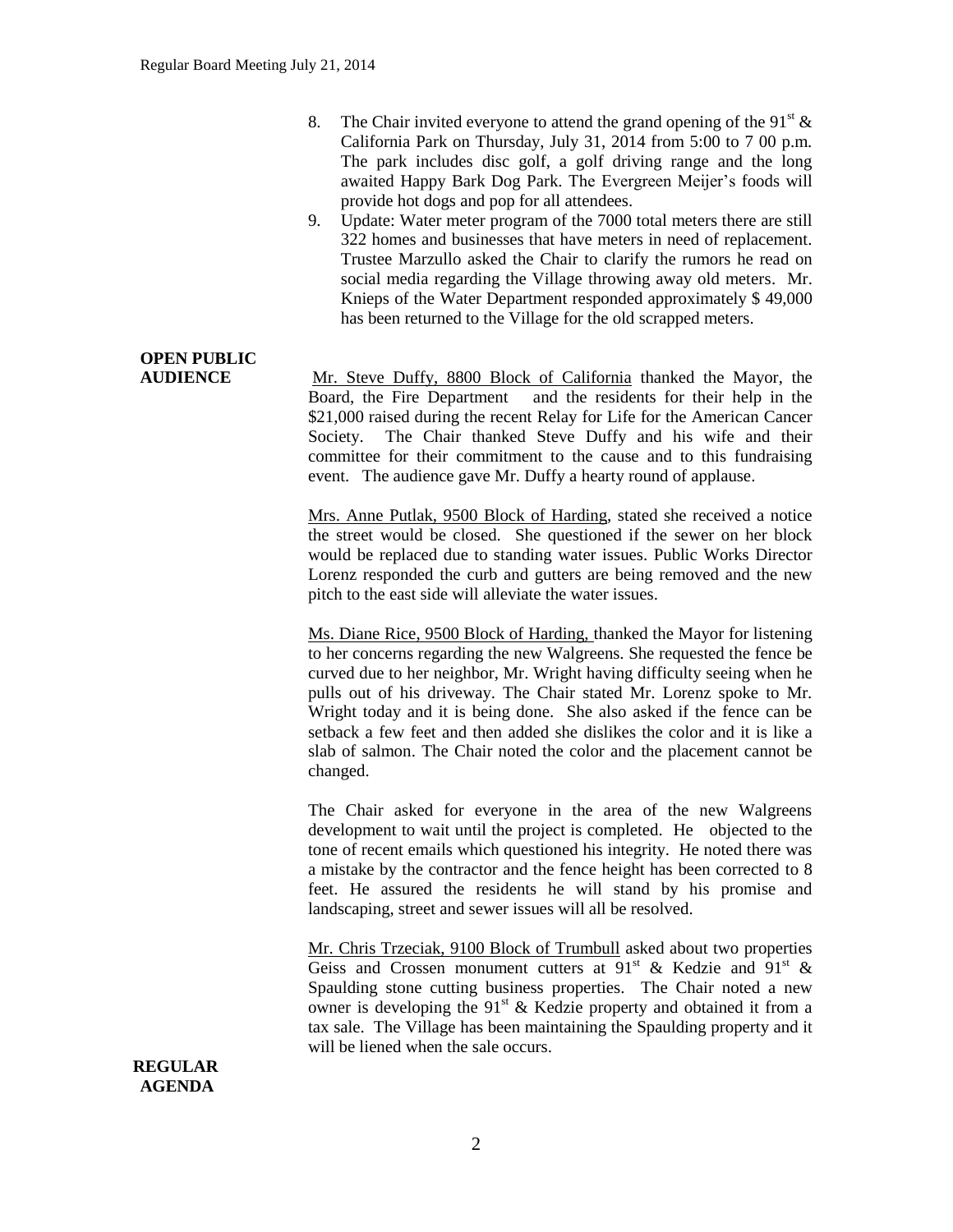8. The Chair invited everyone to attend the grand opening of the 91st & California Park on Thursday, July 31, 2014 from 5:00 to 7 00 p.m. The park includes disc golf, a golf driving range and the long awaited Happy Bark Dog Park. The Evergreen Meijer's foods will provide hot dogs and pop for all attendees.
9. Update: Water meter program of the 7000 total meters there are still 322 homes and businesses that have meters in need of replacement. Trustee Marzullo asked the Chair to clarify the rumors he read on social media regarding the Village throwing away old meters. Mr. Knieps of the Water Department responded approximately $ 49,000 has been returned to the Village for the old scrapped meters.

**OPEN PUBLIC AUDIENCE**

Mr. Steve Duffy, 8800 Block of California thanked the Mayor, the Board, the Fire Department and the residents for their help in the $21,000 raised during the recent Relay for Life for the American Cancer Society. The Chair thanked Steve Duffy and his wife and their committee for their commitment to the cause and to this fundraising event. The audience gave Mr. Duffy a hearty round of applause.

Mrs. Anne Putlak, 9500 Block of Harding, stated she received a notice the street would be closed. She questioned if the sewer on her block would be replaced due to standing water issues. Public Works Director Lorenz responded the curb and gutters are being removed and the new pitch to the east side will alleviate the water issues.

Ms. Diane Rice, 9500 Block of Harding, thanked the Mayor for listening to her concerns regarding the new Walgreens. She requested the fence be curved due to her neighbor, Mr. Wright having difficulty seeing when he pulls out of his driveway. The Chair stated Mr. Lorenz spoke to Mr. Wright today and it is being done. She also asked if the fence can be setback a few feet and then added she dislikes the color and it is like a slab of salmon. The Chair noted the color and the placement cannot be changed.

The Chair asked for everyone in the area of the new Walgreens development to wait until the project is completed. He objected to the tone of recent emails which questioned his integrity. He noted there was a mistake by the contractor and the fence height has been corrected to 8 feet. He assured the residents he will stand by his promise and landscaping, street and sewer issues will all be resolved.

Mr. Chris Trzeciak, 9100 Block of Trumbull asked about two properties Geiss and Crossen monument cutters at 91st & Kedzie and 91st & Spaulding stone cutting business properties. The Chair noted a new owner is developing the 91st & Kedzie property and obtained it from a tax sale. The Village has been maintaining the Spaulding property and it will be liened when the sale occurs.

**REGULAR AGENDA**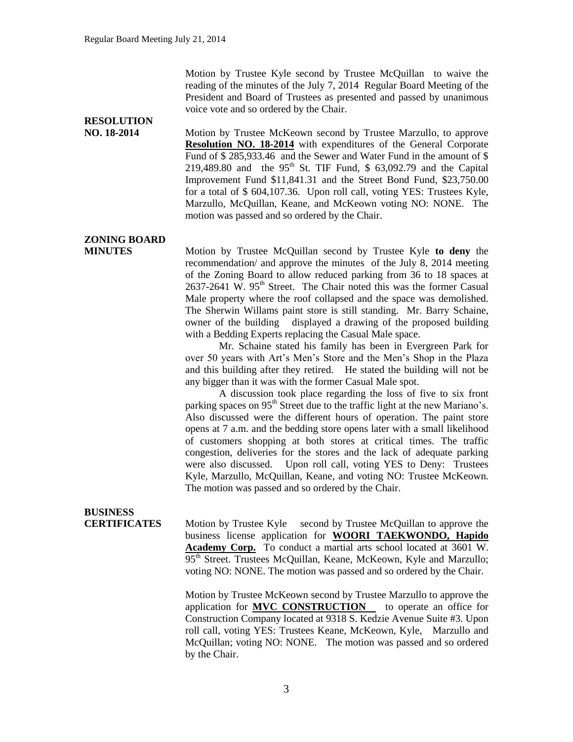Motion by Trustee Kyle second by Trustee McQuillan to waive the reading of the minutes of the July 7, 2014 Regular Board Meeting of the President and Board of Trustees as presented and passed by unanimous voice vote and so ordered by the Chair.

**RESOLUTION NO. 18-2014**

Motion by Trustee McKeown second by Trustee Marzullo, to approve **Resolution NO. 18-2014** with expenditures of the General Corporate Fund of $ 285,933.46 and the Sewer and Water Fund in the amount of $ 219,489.80 and the 95th St. TIF Fund, $ 63,092.79 and the Capital Improvement Fund $11,841.31 and the Street Bond Fund, $23,750.00 for a total of $ 604,107.36. Upon roll call, voting YES: Trustees Kyle, Marzullo, McQuillan, Keane, and McKeown voting NO: NONE. The motion was passed and so ordered by the Chair.

**ZONING BOARD MINUTES**

Motion by Trustee McQuillan second by Trustee Kyle **to deny** the recommendation/ and approve the minutes of the July 8, 2014 meeting of the Zoning Board to allow reduced parking from 36 to 18 spaces at 2637-2641 W. 95th Street. The Chair noted this was the former Casual Male property where the roof collapsed and the space was demolished. The Sherwin Willams paint store is still standing. Mr. Barry Schaine, owner of the building displayed a drawing of the proposed building with a Bedding Experts replacing the Casual Male space.

Mr. Schaine stated his family has been in Evergreen Park for over 50 years with Art's Men's Store and the Men's Shop in the Plaza and this building after they retired. He stated the building will not be any bigger than it was with the former Casual Male spot.

A discussion took place regarding the loss of five to six front parking spaces on 95th Street due to the traffic light at the new Mariano's. Also discussed were the different hours of operation. The paint store opens at 7 a.m. and the bedding store opens later with a small likelihood of customers shopping at both stores at critical times. The traffic congestion, deliveries for the stores and the lack of adequate parking were also discussed. Upon roll call, voting YES to Deny: Trustees Kyle, Marzullo, McQuillan, Keane, and voting NO: Trustee McKeown. The motion was passed and so ordered by the Chair.

**BUSINESS CERTIFICATES**

Motion by Trustee Kyle second by Trustee McQuillan to approve the business license application for **WOORI TAEKWONDO, Hapido Academy Corp.** To conduct a martial arts school located at 3601 W. 95th Street. Trustees McQuillan, Keane, McKeown, Kyle and Marzullo; voting NO: NONE. The motion was passed and so ordered by the Chair.

Motion by Trustee McKeown second by Trustee Marzullo to approve the application for **MVC CONSTRUCTION** to operate an office for Construction Company located at 9318 S. Kedzie Avenue Suite #3. Upon roll call, voting YES: Trustees Keane, McKeown, Kyle, Marzullo and McQuillan; voting NO: NONE. The motion was passed and so ordered by the Chair.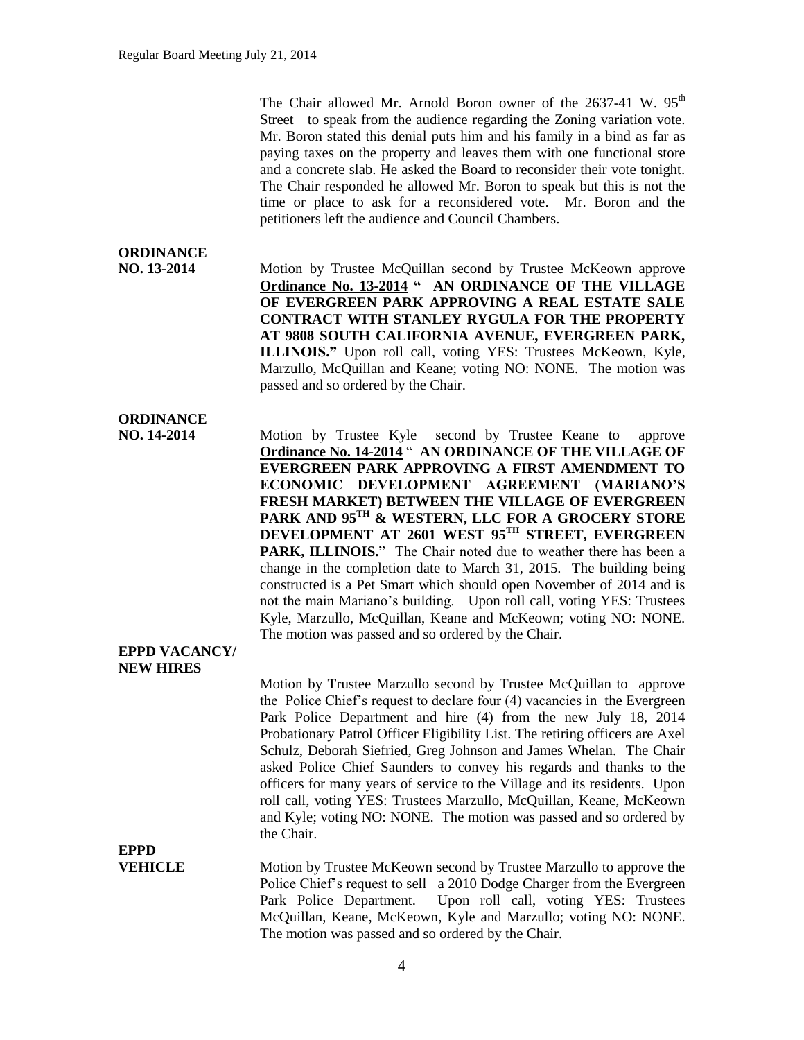The Chair allowed Mr. Arnold Boron owner of the 2637-41 W. 95th Street to speak from the audience regarding the Zoning variation vote. Mr. Boron stated this denial puts him and his family in a bind as far as paying taxes on the property and leaves them with one functional store and a concrete slab. He asked the Board to reconsider their vote tonight. The Chair responded he allowed Mr. Boron to speak but this is not the time or place to ask for a reconsidered vote. Mr. Boron and the petitioners left the audience and Council Chambers.

**ORDINANCE NO. 13-2014**

Motion by Trustee McQuillan second by Trustee McKeown approve **Ordinance No. 13-2014 " AN ORDINANCE OF THE VILLAGE OF EVERGREEN PARK APPROVING A REAL ESTATE SALE CONTRACT WITH STANLEY RYGULA FOR THE PROPERTY AT 9808 SOUTH CALIFORNIA AVENUE, EVERGREEN PARK, ILLINOIS."** Upon roll call, voting YES: Trustees McKeown, Kyle, Marzullo, McQuillan and Keane; voting NO: NONE. The motion was passed and so ordered by the Chair.

**ORDINANCE NO. 14-2014**

Motion by Trustee Kyle second by Trustee Keane to approve **Ordinance No. 14-2014 " AN ORDINANCE OF THE VILLAGE OF EVERGREEN PARK APPROVING A FIRST AMENDMENT TO ECONOMIC DEVELOPMENT AGREEMENT (MARIANO'S FRESH MARKET) BETWEEN THE VILLAGE OF EVERGREEN PARK AND 95TH & WESTERN, LLC FOR A GROCERY STORE DEVELOPMENT AT 2601 WEST 95TH STREET, EVERGREEN PARK, ILLINOIS.**" The Chair noted due to weather there has been a change in the completion date to March 31, 2015. The building being constructed is a Pet Smart which should open November of 2014 and is not the main Mariano's building. Upon roll call, voting YES: Trustees Kyle, Marzullo, McQuillan, Keane and McKeown; voting NO: NONE. The motion was passed and so ordered by the Chair.

**EPPD VACANCY/ NEW HIRES**

Motion by Trustee Marzullo second by Trustee McQuillan to approve the Police Chief's request to declare four (4) vacancies in the Evergreen Park Police Department and hire (4) from the new July 18, 2014 Probationary Patrol Officer Eligibility List. The retiring officers are Axel Schulz, Deborah Siefried, Greg Johnson and James Whelan. The Chair asked Police Chief Saunders to convey his regards and thanks to the officers for many years of service to the Village and its residents. Upon roll call, voting YES: Trustees Marzullo, McQuillan, Keane, McKeown and Kyle; voting NO: NONE. The motion was passed and so ordered by the Chair.

**EPPD VEHICLE**

Motion by Trustee McKeown second by Trustee Marzullo to approve the Police Chief's request to sell a 2010 Dodge Charger from the Evergreen Park Police Department. Upon roll call, voting YES: Trustees McQuillan, Keane, McKeown, Kyle and Marzullo; voting NO: NONE. The motion was passed and so ordered by the Chair.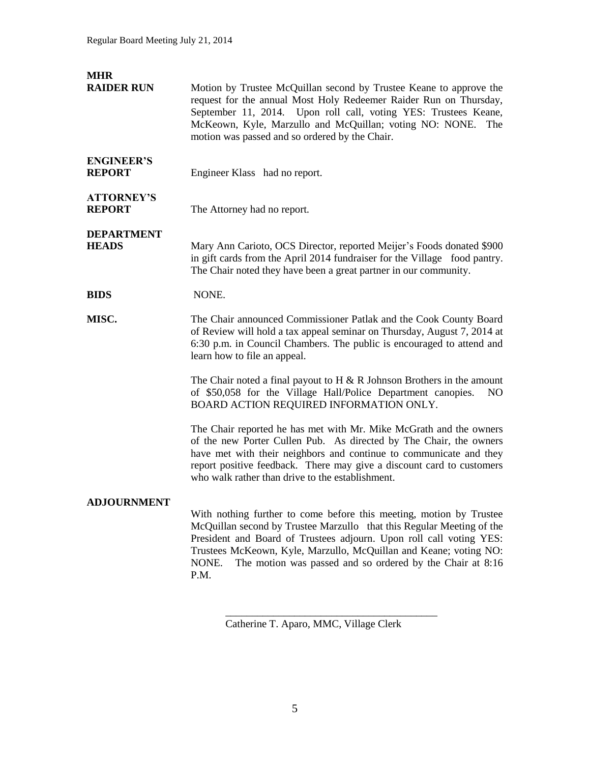**MHR RAIDER RUN**

Motion by Trustee McQuillan second by Trustee Keane to approve the request for the annual Most Holy Redeemer Raider Run on Thursday, September 11, 2014. Upon roll call, voting YES: Trustees Keane, McKeown, Kyle, Marzullo and McQuillan; voting NO: NONE. The motion was passed and so ordered by the Chair.

**ENGINEER'S REPORT**

Engineer Klass had no report.

**ATTORNEY'S REPORT**

The Attorney had no report.

**DEPARTMENT HEADS**

Mary Ann Carioto, OCS Director, reported Meijer's Foods donated $900 in gift cards from the April 2014 fundraiser for the Village food pantry. The Chair noted they have been a great partner in our community.

**BIDS**

NONE.

**MISC.**

The Chair announced Commissioner Patlak and the Cook County Board of Review will hold a tax appeal seminar on Thursday, August 7, 2014 at 6:30 p.m. in Council Chambers. The public is encouraged to attend and learn how to file an appeal.

The Chair noted a final payout to H & R Johnson Brothers in the amount of $50,058 for the Village Hall/Police Department canopies. NO BOARD ACTION REQUIRED INFORMATION ONLY.

The Chair reported he has met with Mr. Mike McGrath and the owners of the new Porter Cullen Pub. As directed by The Chair, the owners have met with their neighbors and continue to communicate and they report positive feedback. There may give a discount card to customers who walk rather than drive to the establishment.

**ADJOURNMENT**

With nothing further to come before this meeting, motion by Trustee McQuillan second by Trustee Marzullo that this Regular Meeting of the President and Board of Trustees adjourn. Upon roll call voting YES: Trustees McKeown, Kyle, Marzullo, McQuillan and Keane; voting NO: NONE. The motion was passed and so ordered by the Chair at 8:16 P.M.

\_\_\_\_\_\_\_\_\_\_\_\_\_\_\_\_\_\_\_\_\_\_\_\_\_\_\_\_\_\_\_\_\_\_\_\_\_\_\_\_

Catherine T. Aparo, MMC, Village Clerk